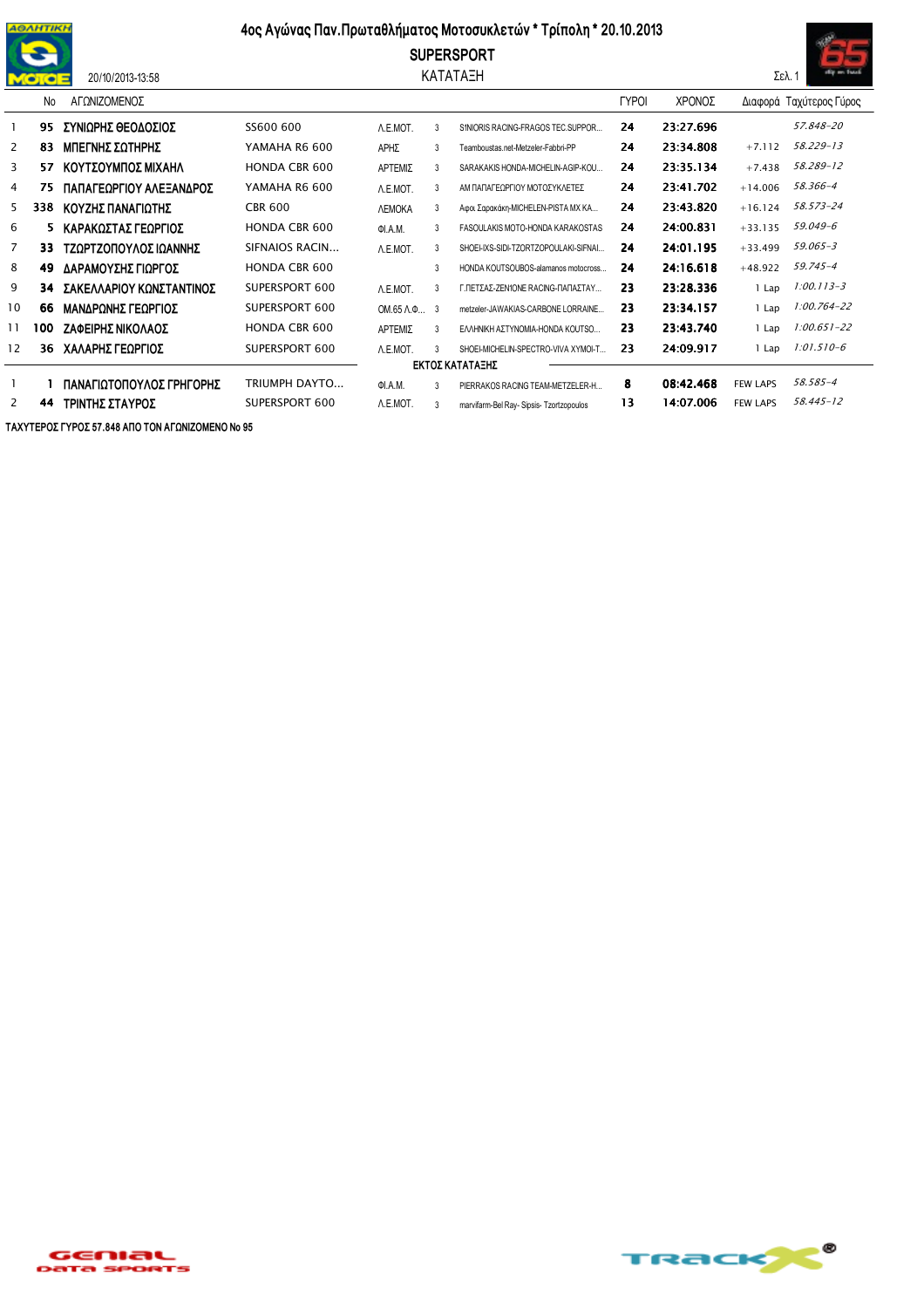# 4ος Αγώνας Παν.Πρωταθλήματος Μοτοσυκλετών * Τρίπολη * 20.10.2013

## SUPERSPORT

### ΚΑΤΑΤΑΞΗ

20/10/2013-13:58

| | No | ΑΓΩΝΙΖΟΜΕΝΟΣ | | | | | ΓΥΡΟΙ | ΧΡΟΝΟΣ | Διαφορά | Ταχύτερος Γύρος |
|---|---|---|---|---|---|---|---|---|---|---|
| 1 | 95 | ΣΥΝΙΩΡΗΣ ΘΕΟΔΟΣΙΟΣ | SS600 600 | Λ.Ε.ΜΟΤ. | 3 | S1NIORIS RACING-FRAGOS TEC.SUPPOR... | 24 | 23:27.696 | | 57.848-20 |
| 2 | 83 | ΜΠΕΓΝΗΣ ΣΩΤΗΡΗΣ | YAMAHA R6 600 | ΑΡΗΣ | 3 | Teamboustas.net-Metzeler-Fabbri-PP | 24 | 23:34.808 | +7.112 | 58.229-13 |
| 3 | 57 | ΚΟΥΤΣΟΥΜΠΟΣ ΜΙΧΑΗΛ | HONDA CBR 600 | ΑΡΤΕΜΙΣ | 3 | SARAKAKIS HONDA-MICHELIN-AGIP-KOU... | 24 | 23:35.134 | +7.438 | 58.289-12 |
| 4 | 75 | ΠΑΠΑΓΕΩΡΓΙΟΥ ΑΛΕΞΑΝΔΡΟΣ | YAMAHA R6 600 | Λ.Ε.ΜΟΤ. | 3 | ΑΜ ΠΑΠΑΓΕΩΡΓΙΟΥ ΜΟΤΟΣΥΚΛΕΤΕΣ | 24 | 23:41.702 | +14.006 | 58.366-4 |
| 5 | 338 | ΚΟΥΖΗΣ ΠΑΝΑΓΙΩΤΗΣ | CBR 600 | ΛΕΜΟΚΑ | 3 | Αφοι Σαρακάκη-MICHELEN-PISTA MX KA... | 24 | 23:43.820 | +16.124 | 58.573-24 |
| 6 | 5 | ΚΑΡΑΚΩΣΤΑΣ ΓΕΩΡΓΙΟΣ | HONDA CBR 600 | Φ.Ι.Α.Μ. | 3 | FASOULAKIS MOTO-HONDA KARAKOSTAS | 24 | 24:00.831 | +33.135 | 59.049-6 |
| 7 | 33 | ΤΖΩΡΤΖΟΠΟΥΛΟΣ ΙΩΑΝΝΗΣ | SIFNAIOS RACIN... | Λ.Ε.ΜΟΤ. | 3 | SHOEI-IXS-SIDI-TZORTZOPOULAKI-SIFNAI... | 24 | 24:01.195 | +33.499 | 59.065-3 |
| 8 | 49 | ΔΑΡΑΜΟΥΣΗΣ ΓΙΩΡΓΟΣ | HONDA CBR 600 | | 3 | HONDA KOUTSOUBOS-alamanos motocross... | 24 | 24:16.618 | +48.922 | 59.745-4 |
| 9 | 34 | ΣΑΚΕΛΛΑΡΙΟΥ ΚΩΝΣΤΑΝΤΙΝΟΣ | SUPERSPORT 600 | Λ.Ε.ΜΟΤ. | 3 | Γ.ΠΕΤΣΑΣ-ZEN1ONE RACING-ΠΑΠΑΣΤΑΥ... | 23 | 23:28.336 | 1 Lap | 1:00.113-3 |
| 10 | 66 | ΜΑΝΔΡΩΝΗΣ ΓΕΩΡΓΙΟΣ | SUPERSPORT 600 | ΟΜ.65 Λ.Φ... | 3 | metzeler-JAWAKIAS-CARBONE LORRAINE... | 23 | 23:34.157 | 1 Lap | 1:00.764-22 |
| 11 | 100 | ΖΑΦΕΙΡΗΣ ΝΙΚΟΛΑΟΣ | HONDA CBR 600 | ΑΡΤΕΜΙΣ | 3 | ΕΛΛΗΝΙΚΗ ΑΣΤΥΝΟΜΙΑ-HONDA KOUTSO... | 23 | 23:43.740 | 1 Lap | 1:00.651-22 |
| 12 | 36 | ΧΑΛΑΡΗΣ ΓΕΩΡΓΙΟΣ | SUPERSPORT 600 | Λ.Ε.ΜΟΤ. | 3 | SHOEI-MICHELIN-SPECTRO-VIVA XYMOI-T... | 23 | 24:09.917 | 1 Lap | 1:01.510-6 |
| | | **ΕΚΤΟΣ ΚΑΤΑΤΑΞΗΣ** | | | | | | | | |
| 1 | 1 | ΠΑΝΑΓΙΩΤΟΠΟΥΛΟΣ ΓΡΗΓΟΡΗΣ | TRIUMPH DAYTO... | Φ.Ι.Α.Μ. | 3 | PIERRAKOS RACING TEAM-METZELER-H... | 8 | 08:42.468 | FEW LAPS | 58.585-4 |
| 2 | 44 | ΤΡΙΠΝΗΣ ΣΤΑΥΡΟΣ | SUPERSPORT 600 | Λ.Ε.ΜΟΤ. | 3 | marvifarm-Bel Ray- Sipsis- Tzortzopoulos | 13 | 14:07.006 | FEW LAPS | 58.445-12 |

ΤΑΧΥΤΕΡΟΣ ΓΥΡΟΣ 57.848 ΑΠΟ ΤΟΝ ΑΓΩΝΙΖΟΜΕΝΟ Νο 95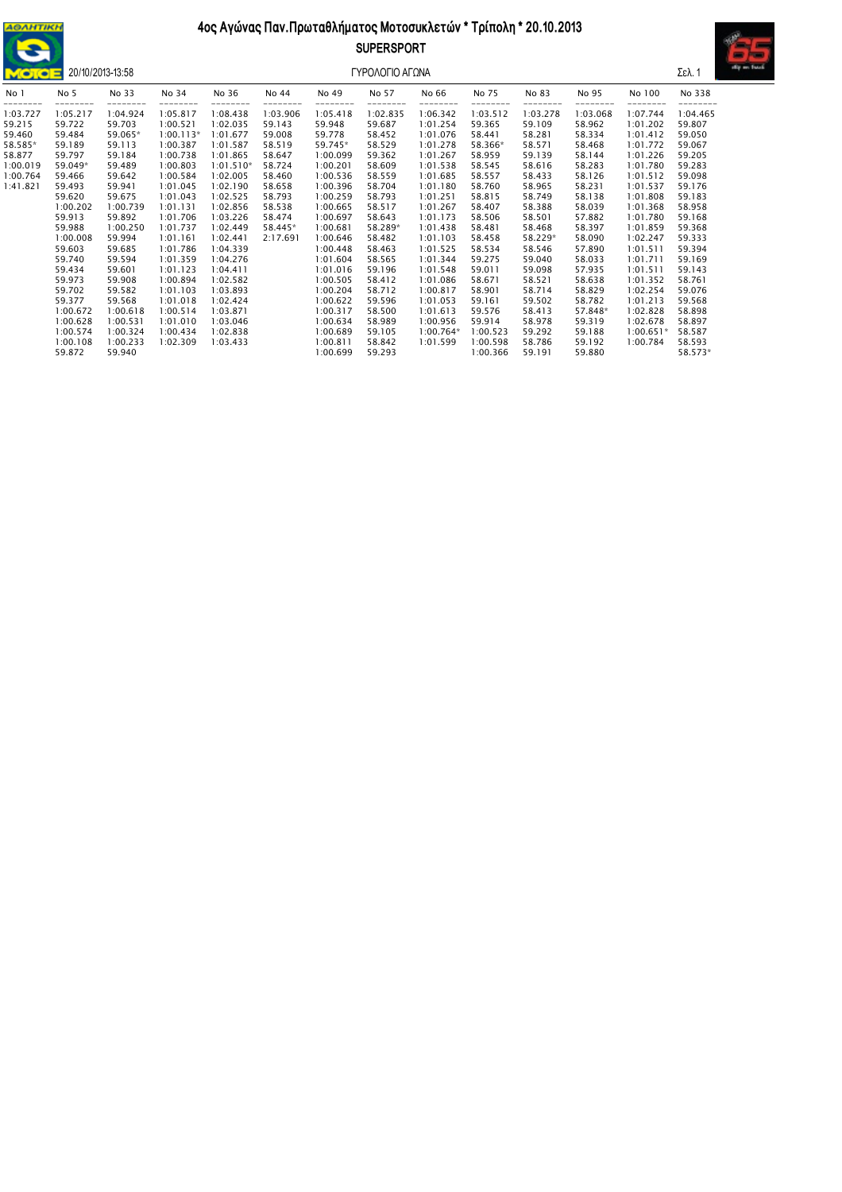# 4ος Αγώνας Παν.Πρωταθλήματος Μοτοσυκλετών * Τρίπολη * 20.10.2013

## SUPERSPORT

20/10/2013-13:58

ΓΥΡΟΛΟΓΙΟ ΑΓΩΝΑ

| No 1 | No 5 | No 33 | No 34 | No 36 | No 44 | No 49 | No 57 | No 66 | No 75 | No 83 | No 95 | No 100 | No 338 |
|---|---|---|---|---|---|---|---|---|---|---|---|---|---|
| 1:03.727 | 1:05.217 | 1:04.924 | 1:05.817 | 1:08.438 | 1:03.906 | 1:05.418 | 1:02.835 | 1:06.342 | 1:03.512 | 1:03.278 | 1:03.068 | 1:07.744 | 1:04.465 |
| 59.215 | 59.722 | 59.703 | 1:00.521 | 1:02.035 | 59.143 | 59.948 | 59.687 | 1:01.254 | 59.365 | 59.109 | 58.962 | 1:01.202 | 59.807 |
| 59.460 | 59.484 | 59.065* | 1:00.113* | 1:01.677 | 59.008 | 59.778 | 58.452 | 1:01.076 | 58.441 | 58.281 | 58.334 | 1:01.412 | 59.050 |
| 58.585* | 59.189 | 59.113 | 1:00.387 | 1:01.587 | 58.519 | 59.745* | 58.529 | 1:01.278 | 58.366* | 58.571 | 58.468 | 1:01.772 | 59.067 |
| 58.877 | 59.797 | 59.184 | 1:00.738 | 1:01.865 | 58.647 | 1:00.099 | 59.362 | 1:01.267 | 58.959 | 59.139 | 58.144 | 1:01.226 | 59.205 |
| 1:00.019 | 59.049* | 59.489 | 1:00.803 | 1:01.510* | 58.724 | 1:00.201 | 58.609 | 1:01.538 | 58.545 | 58.616 | 58.283 | 1:01.780 | 59.283 |
| 1:00.764 | 59.466 | 59.642 | 1:00.584 | 1:02.005 | 58.460 | 1:00.536 | 58.559 | 1:01.685 | 58.557 | 58.433 | 58.126 | 1:01.512 | 59.098 |
| 1:41.821 | 59.493 | 59.941 | 1:01.045 | 1:02.190 | 58.658 | 1:00.396 | 58.704 | 1:01.180 | 58.760 | 58.965 | 58.231 | 1:01.537 | 59.176 |
| | 59.620 | 59.675 | 1:01.043 | 1:02.525 | 58.793 | 1:00.259 | 58.793 | 1:01.251 | 58.815 | 58.749 | 58.138 | 1:01.808 | 59.183 |
| | 1:00.202 | 1:00.739 | 1:01.131 | 1:02.856 | 58.538 | 1:00.665 | 58.517 | 1:01.267 | 58.407 | 58.388 | 58.039 | 1:01.368 | 58.958 |
| | 59.913 | 59.892 | 1:01.706 | 1:03.226 | 58.474 | 1:00.697 | 58.643 | 1:01.173 | 58.506 | 58.501 | 57.882 | 1:01.780 | 59.168 |
| | 59.988 | 1:00.250 | 1:01.737 | 1:02.449 | 58.445* | 1:00.681 | 58.289* | 1:01.438 | 58.481 | 58.468 | 58.397 | 1:01.859 | 59.368 |
| | 1:00.008 | 59.994 | 1:01.161 | 1:02.441 | 2:17.691 | 1:00.646 | 58.482 | 1:01.103 | 58.458 | 58.229* | 58.090 | 1:02.247 | 59.333 |
| | 59.603 | 59.685 | 1:01.786 | 1:04.339 | | 1:00.448 | 58.463 | 1:01.525 | 58.534 | 58.546 | 57.890 | 1:01.511 | 59.394 |
| | 59.740 | 59.594 | 1:01.359 | 1:04.276 | | 1:01.604 | 58.565 | 1:01.344 | 59.275 | 59.040 | 58.033 | 1:01.711 | 59.169 |
| | 59.434 | 59.601 | 1:01.123 | 1:04.411 | | 1:01.016 | 59.196 | 1:01.548 | 59.011 | 59.098 | 57.935 | 1:01.511 | 59.143 |
| | 59.973 | 59.908 | 1:00.894 | 1:02.582 | | 1:00.505 | 58.412 | 1:01.086 | 58.671 | 58.521 | 58.638 | 1:01.352 | 58.761 |
| | 59.702 | 59.582 | 1:01.103 | 1:03.893 | | 1:00.204 | 58.712 | 1:00.817 | 58.901 | 58.714 | 58.829 | 1:02.254 | 59.076 |
| | 59.377 | 59.568 | 1:01.018 | 1:02.424 | | 1:00.622 | 59.596 | 1:01.053 | 59.161 | 59.502 | 58.782 | 1:01.213 | 59.568 |
| | 1:00.672 | 1:00.618 | 1:00.514 | 1:03.871 | | 1:00.317 | 58.500 | 1:01.613 | 59.576 | 58.413 | 57.848* | 1:02.828 | 58.898 |
| | 1:00.628 | 1:00.531 | 1:01.010 | 1:03.046 | | 1:00.634 | 58.989 | 1:00.956 | 59.914 | 58.978 | 59.319 | 1:02.678 | 58.897 |
| | 1:00.574 | 1:00.324 | 1:00.434 | 1:02.838 | | 1:00.689 | 59.105 | 1:00.764* | 1:00.523 | 59.292 | 59.188 | 1:00.651* | 58.587 |
| | 1:00.108 | 1:00.233 | 1:02.309 | 1:03.433 | | 1:00.811 | 58.842 | 1:01.599 | 1:00.598 | 58.786 | 59.192 | 1:00.784 | 58.593 |
| | 59.872 | 59.940 | | | | 1:00.699 | 59.293 | | 1:00.366 | 59.191 | 59.880 | | 58.573* |